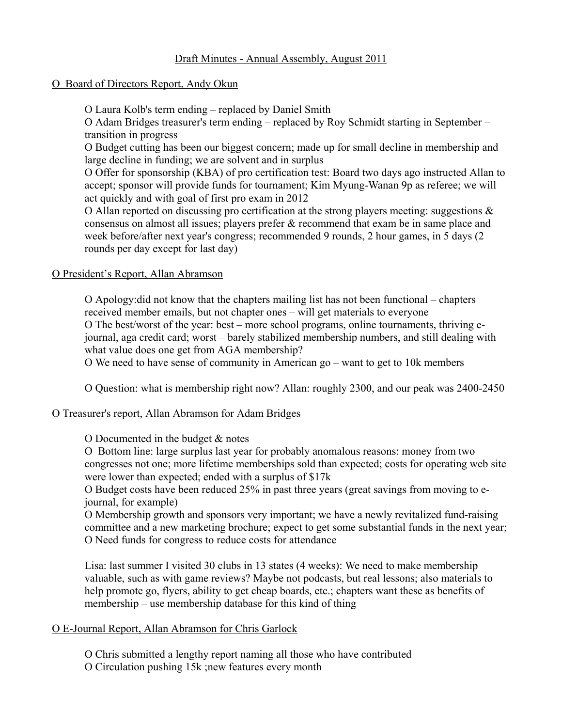Draft Minutes - Annual Assembly, August 2011

O Board of Directors Report, Andy Okun

- O Laura Kolb's term ending – replaced by Daniel Smith
- O Adam Bridges treasurer's term ending – replaced by Roy Schmidt starting in September – transition in progress
- O Budget cutting has been our biggest concern; made up for small decline in membership and large decline in funding; we are solvent and in surplus
- O Offer for sponsorship (KBA) of pro certification test: Board two days ago instructed Allan to accept; sponsor will provide funds for tournament; Kim Myung-Wanan 9p as referee; we will act quickly and with goal of first pro exam in 2012
- O Allan reported on discussing pro certification at the strong players meeting: suggestions & consensus on almost all issues; players prefer & recommend that exam be in same place and week before/after next year's congress; recommended 9 rounds, 2 hour games, in 5 days (2 rounds per day except for last day)

O President's Report, Allan Abramson

- O Apology:did not know that the chapters mailing list has not been functional – chapters received member emails, but not chapter ones – will get materials to everyone
- O The best/worst of the year: best – more school programs, online tournaments, thriving e-journal, aga credit card; worst – barely stabilized membership numbers, and still dealing with what value does one get from AGA membership?
- O We need to have sense of community in American go – want to get to 10k members

- O Question: what is membership right now? Allan: roughly 2300, and our peak was 2400-2450

O Treasurer's report, Allan Abramson for Adam Bridges

- O Documented in the budget & notes
- O Bottom line: large surplus last year for probably anomalous reasons: money from two congresses not one; more lifetime memberships sold than expected; costs for operating web site were lower than expected; ended with a surplus of $17k
- O Budget costs have been reduced 25% in past three years (great savings from moving to e-journal, for example)
- O Membership growth and sponsors very important; we have a newly revitalized fund-raising committee and a new marketing brochure; expect to get some substantial funds in the next year;
- O Need funds for congress to reduce costs for attendance

Lisa: last summer I visited 30 clubs in 13 states (4 weeks): We need to make membership valuable, such as with game reviews? Maybe not podcasts, but real lessons; also materials to help promote go, flyers, ability to get cheap boards, etc.; chapters want these as benefits of membership – use membership database for this kind of thing

O E-Journal Report, Allan Abramson for Chris Garlock

- O Chris submitted a lengthy report naming all those who have contributed
- O Circulation pushing 15k ;new features every month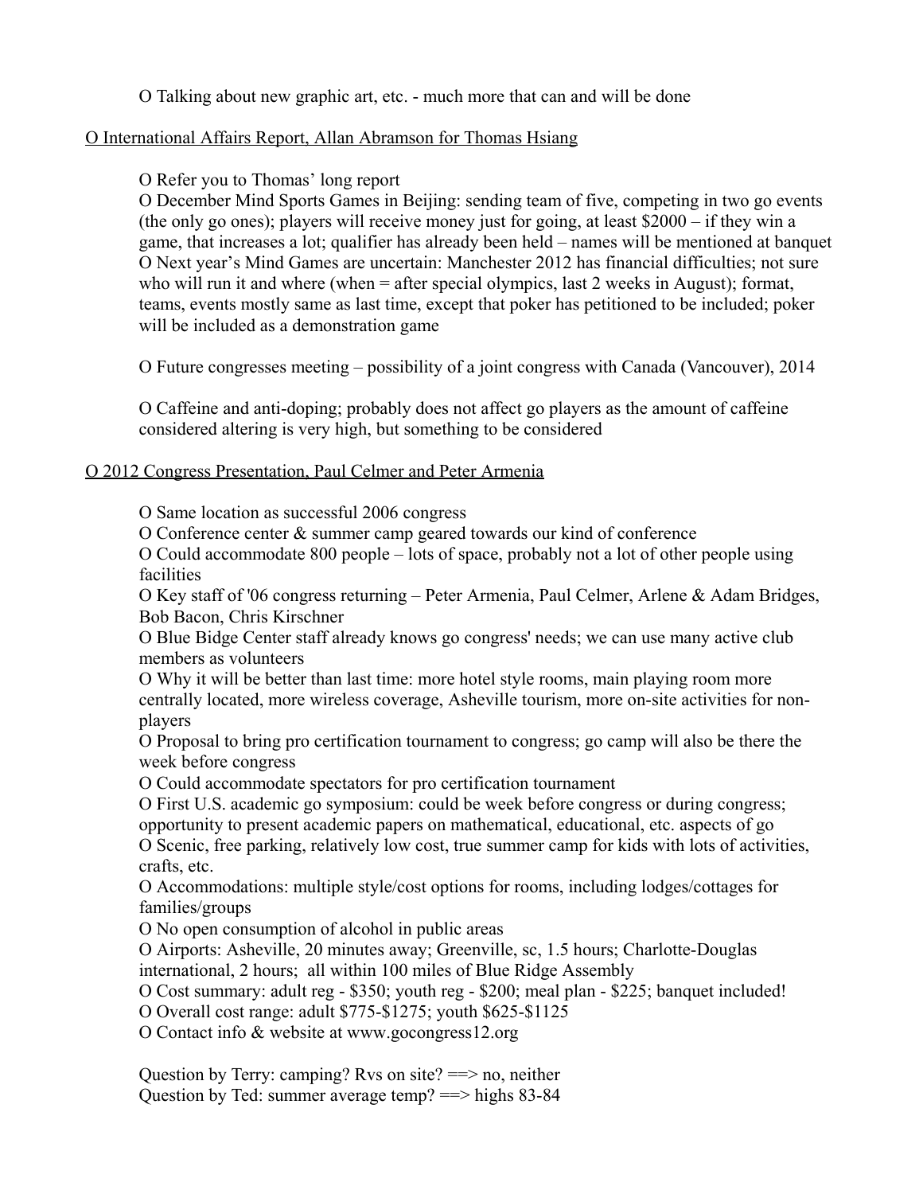O Talking about new graphic art, etc. - much more that can and will be done

<u>O International Affairs Report, Allan Abramson for Thomas Hsiang</u>

O Refer you to Thomas' long report
O December Mind Sports Games in Beijing: sending team of five, competing in two go events (the only go ones); players will receive money just for going, at least $2000 – if they win a game, that increases a lot; qualifier has already been held – names will be mentioned at banquet
O Next year's Mind Games are uncertain: Manchester 2012 has financial difficulties; not sure who will run it and where (when = after special olympics, last 2 weeks in August); format, teams, events mostly same as last time, except that poker has petitioned to be included; poker will be included as a demonstration game

O Future congresses meeting – possibility of a joint congress with Canada (Vancouver), 2014

O Caffeine and anti-doping; probably does not affect go players as the amount of caffeine considered altering is very high, but something to be considered

<u>O 2012 Congress Presentation, Paul Celmer and Peter Armenia</u>

O Same location as successful 2006 congress
O Conference center & summer camp geared towards our kind of conference
O Could accommodate 800 people – lots of space, probably not a lot of other people using facilities
O Key staff of '06 congress returning – Peter Armenia, Paul Celmer, Arlene & Adam Bridges, Bob Bacon, Chris Kirschner
O Blue Bidge Center staff already knows go congress' needs; we can use many active club members as volunteers
O Why it will be better than last time: more hotel style rooms, main playing room more centrally located, more wireless coverage, Asheville tourism, more on-site activities for non-players
O Proposal to bring pro certification tournament to congress; go camp will also be there the week before congress
O Could accommodate spectators for pro certification tournament
O First U.S. academic go symposium: could be week before congress or during congress; opportunity to present academic papers on mathematical, educational, etc. aspects of go
O Scenic, free parking, relatively low cost, true summer camp for kids with lots of activities, crafts, etc.
O Accommodations: multiple style/cost options for rooms, including lodges/cottages for families/groups
O No open consumption of alcohol in public areas
O Airports: Asheville, 20 minutes away; Greenville, sc, 1.5 hours; Charlotte-Douglas international, 2 hours; all within 100 miles of Blue Ridge Assembly
O Cost summary: adult reg - $350; youth reg - $200; meal plan - $225; banquet included!
O Overall cost range: adult $775-$1275; youth $625-$1125
O Contact info & website at www.gocongress12.org

Question by Terry: camping? Rvs on site? ==> no, neither
Question by Ted: summer average temp? ==> highs 83-84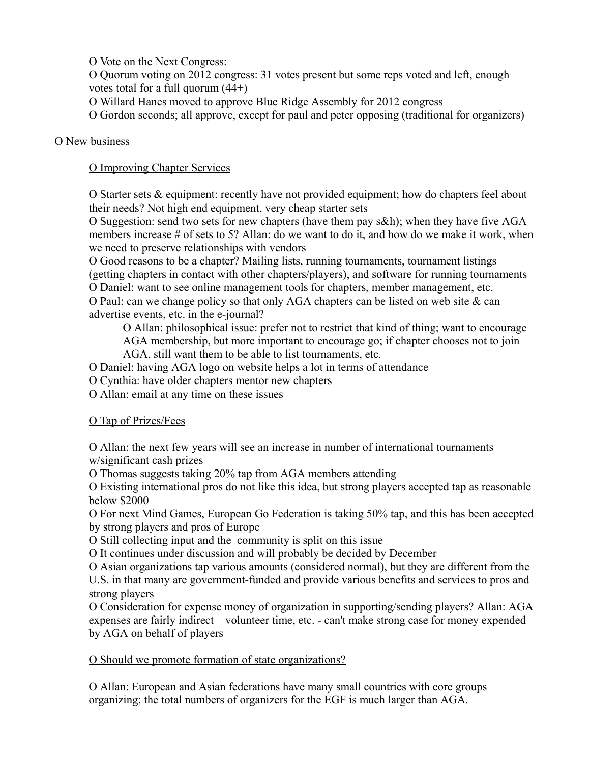O Vote on the Next Congress:

O Quorum voting on 2012 congress: 31 votes present but some reps voted and left, enough votes total for a full quorum (44+)

O Willard Hanes moved to approve Blue Ridge Assembly for 2012 congress

O Gordon seconds; all approve, except for paul and peter opposing (traditional for organizers)

<u>O New business</u>

<u>O Improving Chapter Services</u>

O Starter sets & equipment: recently have not provided equipment; how do chapters feel about their needs? Not high end equipment, very cheap starter sets

O Suggestion: send two sets for new chapters (have them pay s&h); when they have five AGA members increase # of sets to 5? Allan: do we want to do it, and how do we make it work, when we need to preserve relationships with vendors

O Good reasons to be a chapter? Mailing lists, running tournaments, tournament listings (getting chapters in contact with other chapters/players), and software for running tournaments

O Daniel: want to see online management tools for chapters, member management, etc.

O Paul: can we change policy so that only AGA chapters can be listed on web site & can advertise events, etc. in the e-journal?

> O Allan: philosophical issue: prefer not to restrict that kind of thing; want to encourage AGA membership, but more important to encourage go; if chapter chooses not to join AGA, still want them to be able to list tournaments, etc.

O Daniel: having AGA logo on website helps a lot in terms of attendance

O Cynthia: have older chapters mentor new chapters

O Allan: email at any time on these issues

<u>O Tap of Prizes/Fees</u>

O Allan: the next few years will see an increase in number of international tournaments w/significant cash prizes

O Thomas suggests taking 20% tap from AGA members attending

O Existing international pros do not like this idea, but strong players accepted tap as reasonable below $2000

O For next Mind Games, European Go Federation is taking 50% tap, and this has been accepted by strong players and pros of Europe

O Still collecting input and the community is split on this issue

O It continues under discussion and will probably be decided by December

O Asian organizations tap various amounts (considered normal), but they are different from the U.S. in that many are government-funded and provide various benefits and services to pros and strong players

O Consideration for expense money of organization in supporting/sending players? Allan: AGA expenses are fairly indirect – volunteer time, etc. - can't make strong case for money expended by AGA on behalf of players

<u>O Should we promote formation of state organizations?</u>

O Allan: European and Asian federations have many small countries with core groups organizing; the total numbers of organizers for the EGF is much larger than AGA.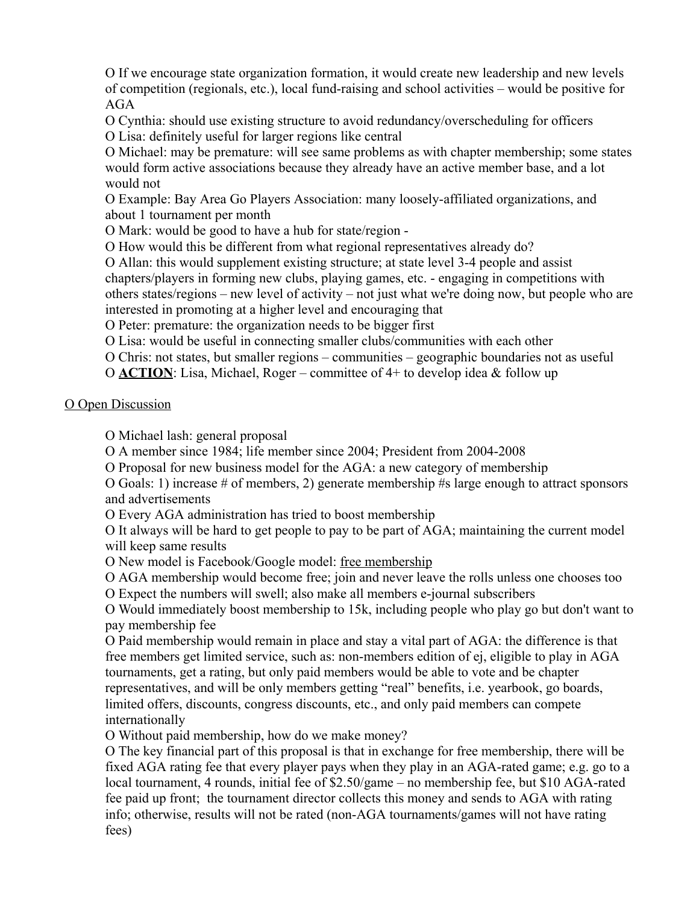- O If we encourage state organization formation, it would create new leadership and new levels of competition (regionals, etc.), local fund-raising and school activities – would be positive for AGA
- O Cynthia: should use existing structure to avoid redundancy/overscheduling for officers
- O Lisa: definitely useful for larger regions like central
- O Michael: may be premature: will see same problems as with chapter membership; some states would form active associations because they already have an active member base, and a lot would not
- O Example: Bay Area Go Players Association: many loosely-affiliated organizations, and about 1 tournament per month
- O Mark: would be good to have a hub for state/region -
- O How would this be different from what regional representatives already do?
- O Allan: this would supplement existing structure; at state level 3-4 people and assist chapters/players in forming new clubs, playing games, etc. - engaging in competitions with others states/regions – new level of activity – not just what we're doing now, but people who are interested in promoting at a higher level and encouraging that
- O Peter: premature: the organization needs to be bigger first
- O Lisa: would be useful in connecting smaller clubs/communities with each other
- O Chris: not states, but smaller regions – communities – geographic boundaries not as useful
- O <u>**ACTION**</u>: Lisa, Michael, Roger – committee of 4+ to develop idea & follow up

<u>O Open Discussion</u>

- O Michael lash: general proposal
- O A member since 1984; life member since 2004; President from 2004-2008
- O Proposal for new business model for the AGA: a new category of membership
- O Goals: 1) increase # of members, 2) generate membership #s large enough to attract sponsors and advertisements
- O Every AGA administration has tried to boost membership
- O It always will be hard to get people to pay to be part of AGA; maintaining the current model will keep same results
- O New model is Facebook/Google model: <u>free membership</u>
- O AGA membership would become free; join and never leave the rolls unless one chooses too
- O Expect the numbers will swell; also make all members e-journal subscribers
- O Would immediately boost membership to 15k, including people who play go but don't want to pay membership fee
- O Paid membership would remain in place and stay a vital part of AGA: the difference is that free members get limited service, such as: non-members edition of ej, eligible to play in AGA tournaments, get a rating, but only paid members would be able to vote and be chapter representatives, and will be only members getting "real" benefits, i.e. yearbook, go boards, limited offers, discounts, congress discounts, etc., and only paid members can compete internationally
- O Without paid membership, how do we make money?
- O The key financial part of this proposal is that in exchange for free membership, there will be fixed AGA rating fee that every player pays when they play in an AGA-rated game; e.g. go to a local tournament, 4 rounds, initial fee of $2.50/game – no membership fee, but $10 AGA-rated fee paid up front; the tournament director collects this money and sends to AGA with rating info; otherwise, results will not be rated (non-AGA tournaments/games will not have rating fees)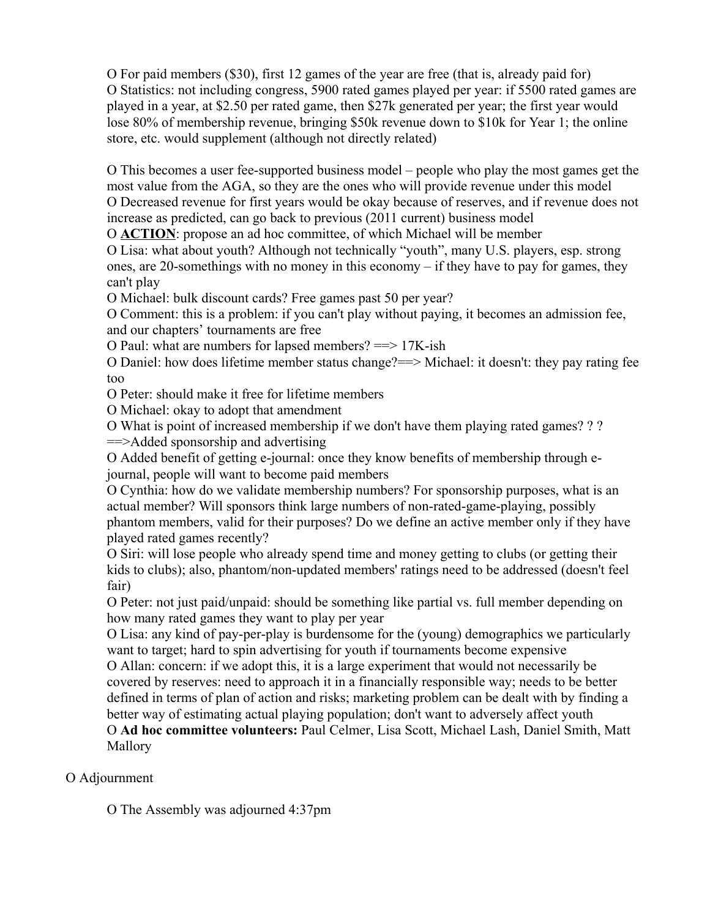- For paid members ($30), first 12 games of the year are free (that is, already paid for)
- Statistics: not including congress, 5900 rated games played per year: if 5500 rated games are played in a year, at $2.50 per rated game, then $27k generated per year; the first year would lose 80% of membership revenue, bringing $50k revenue down to $10k for Year 1; the online store, etc. would supplement (although not directly related)

- This becomes a user fee-supported business model – people who play the most games get the most value from the AGA, so they are the ones who will provide revenue under this model
- Decreased revenue for first years would be okay because of reserves, and if revenue does not increase as predicted, can go back to previous (2011 current) business model
- **<u>ACTION</u>**: propose an ad hoc committee, of which Michael will be member
- Lisa: what about youth? Although not technically "youth", many U.S. players, esp. strong ones, are 20-somethings with no money in this economy – if they have to pay for games, they can't play
- Michael: bulk discount cards? Free games past 50 per year?
- Comment: this is a problem: if you can't play without paying, it becomes an admission fee, and our chapters' tournaments are free
- Paul: what are numbers for lapsed members? ==> 17K-ish
- Daniel: how does lifetime member status change?==> Michael: it doesn't: they pay rating fee too
- Peter: should make it free for lifetime members
- Michael: okay to adopt that amendment
- What is point of increased membership if we don't have them playing rated games? ? ? ==>Added sponsorship and advertising
- Added benefit of getting e-journal: once they know benefits of membership through e-journal, people will want to become paid members
- Cynthia: how do we validate membership numbers? For sponsorship purposes, what is an actual member? Will sponsors think large numbers of non-rated-game-playing, possibly phantom members, valid for their purposes? Do we define an active member only if they have played rated games recently?
- Siri: will lose people who already spend time and money getting to clubs (or getting their kids to clubs); also, phantom/non-updated members' ratings need to be addressed (doesn't feel fair)
- Peter: not just paid/unpaid: should be something like partial vs. full member depending on how many rated games they want to play per year
- Lisa: any kind of pay-per-play is burdensome for the (young) demographics we particularly want to target; hard to spin advertising for youth if tournaments become expensive
- Allan: concern: if we adopt this, it is a large experiment that would not necessarily be covered by reserves: need to approach it in a financially responsible way; needs to be better defined in terms of plan of action and risks; marketing problem can be dealt with by finding a better way of estimating actual playing population; don't want to adversely affect youth
- **Ad hoc committee volunteers:** Paul Celmer, Lisa Scott, Michael Lash, Daniel Smith, Matt Mallory

- Adjournment
  - The Assembly was adjourned 4:37pm